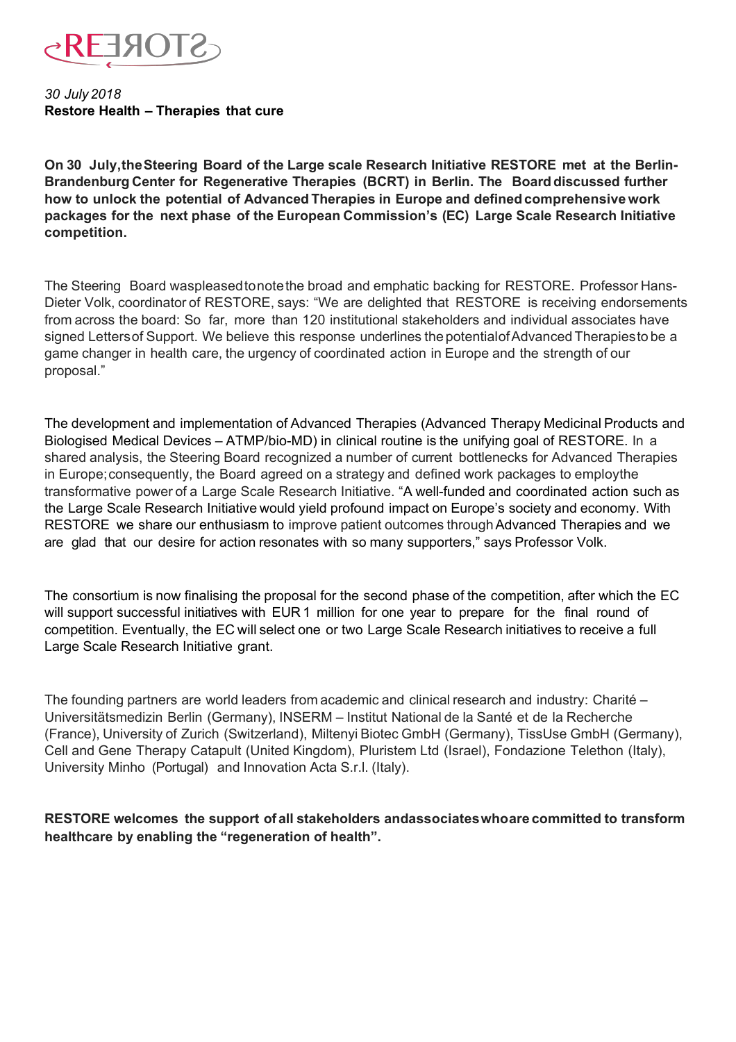*30 July 2018*

**Restore Health – Therapies that cure**

**On 30 July, the Steering Board of the Large scale Research Initiative RESTORE met at the Berlin-Brandenburg Center for Regenerative Therapies (BCRT) in Berlin. The Board discussed further how to unlock the potential of Advanced Therapies in Europe and defined comprehensive work packages for the next phase of the European Commission's (EC) Large Scale Research Initiative competition.**

The Steering Board was pleased to note the broad and emphatic backing for RESTORE. Professor Hans-Dieter Volk, coordinator of RESTORE, says: "We are delighted that RESTORE is receiving endorsements from across the board: So far, more than 120 institutional stakeholders and individual associates have signed Letters of Support. We believe this response underlines the potential of Advanced Therapies to be a game changer in health care, the urgency of coordinated action in Europe and the strength of our proposal."

The development and implementation of Advanced Therapies (Advanced Therapy Medicinal Products and Biologised Medical Devices – ATMP/bio-MD) in clinical routine is the unifying goal of RESTORE. In a shared analysis, the Steering Board recognized a number of current bottlenecks for Advanced Therapies in Europe; consequently, the Board agreed on a strategy and defined work packages to employ the transformative power of a Large Scale Research Initiative. "A well-funded and coordinated action such as the Large Scale Research Initiative would yield profound impact on Europe's society and economy. With RESTORE we share our enthusiasm to improve patient outcomes through Advanced Therapies and we are glad that our desire for action resonates with so many supporters," says Professor Volk.

The consortium is now finalising the proposal for the second phase of the competition, after which the EC will support successful initiatives with EUR 1 million for one year to prepare for the final round of competition. Eventually, the EC will select one or two Large Scale Research initiatives to receive a full Large Scale Research Initiative grant.

The founding partners are world leaders from academic and clinical research and industry: Charité – Universitätsmedizin Berlin (Germany), INSERM – Institut National de la Santé et de la Recherche (France), University of Zurich (Switzerland), Miltenyi Biotec GmbH (Germany), TissUse GmbH (Germany), Cell and Gene Therapy Catapult (United Kingdom), Pluristem Ltd (Israel), Fondazione Telethon (Italy), University Minho (Portugal) and Innovation Acta S.r.l. (Italy).

**RESTORE welcomes the support of all stakeholders and associates who are committed to transform healthcare by enabling the "regeneration of health".**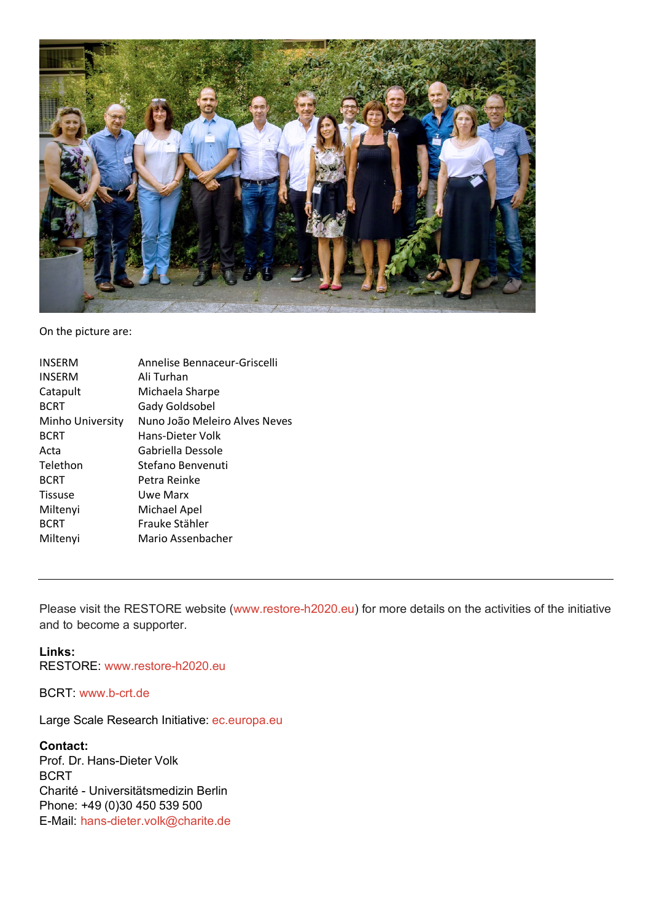On the picture are:

| | |
|---|---|
| INSERM | Annelise Bennaceur-Griscelli |
| INSERM | Ali Turhan |
| Catapult | Michaela Sharpe |
| BCRT | Gady Goldsobel |
| Minho University | Nuno João Meleiro Alves Neves |
| BCRT | Hans-Dieter Volk |
| Acta | Gabriella Dessole |
| Telethon | Stefano Benvenuti |
| BCRT | Petra Reinke |
| Tissuse | Uwe Marx |
| Miltenyi | Michael Apel |
| BCRT | Frauke Stähler |
| Miltenyi | Mario Assenbacher |

---

Please visit the RESTORE website (www.restore-h2020.eu) for more details on the activities of the initiative and to become a supporter.

**Links:**
RESTORE: www.restore-h2020.eu

BCRT: www.b-crt.de

Large Scale Research Initiative: ec.europa.eu

**Contact:**
Prof. Dr. Hans-Dieter Volk
BCRT
Charité - Universitätsmedizin Berlin
Phone: +49 (0)30 450 539 500
E-Mail: hans-dieter.volk@charite.de